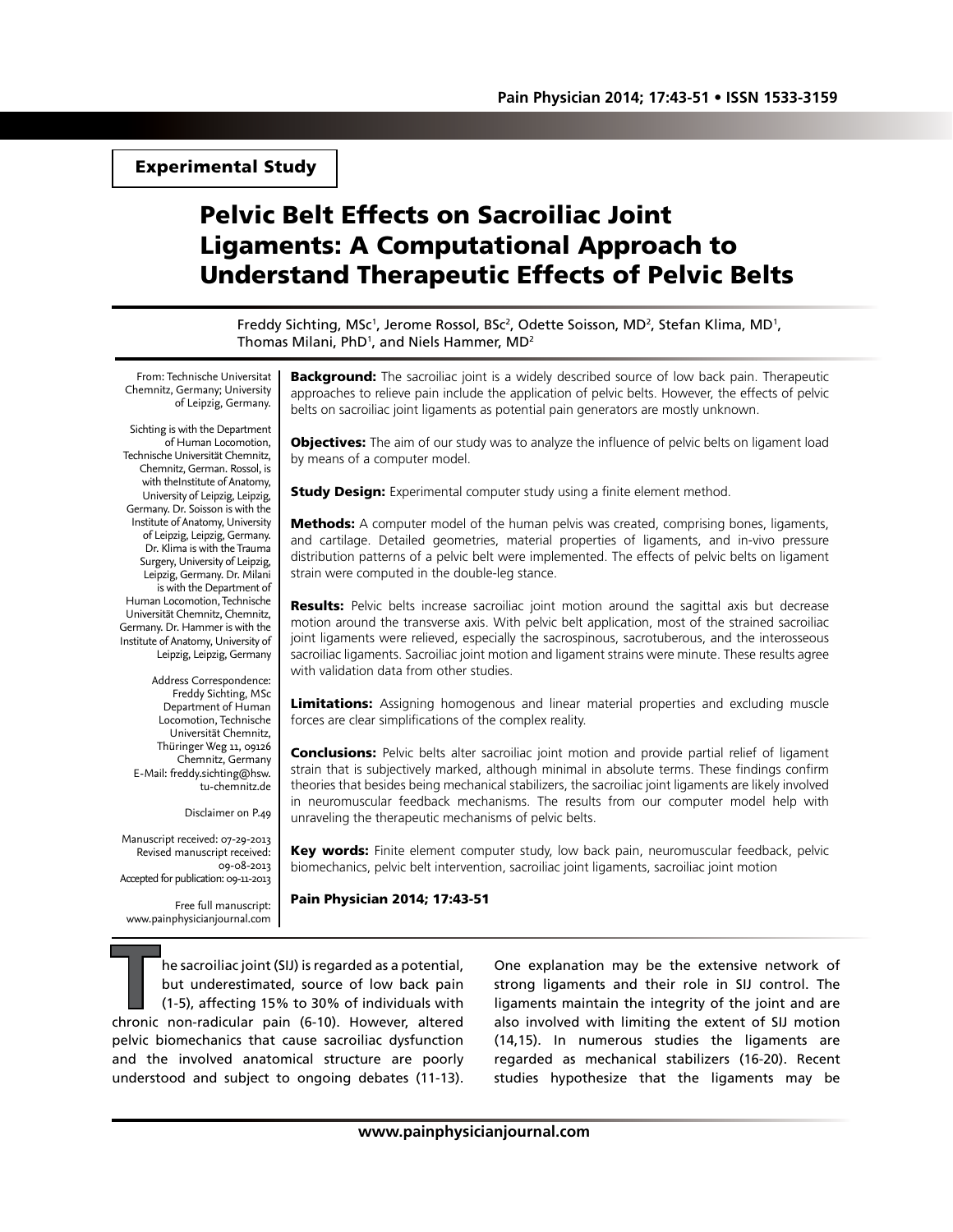Experimental Study

# Pelvic Belt Effects on Sacroiliac Joint Ligaments: A Computational Approach to Understand Therapeutic Effects of Pelvic Belts

Freddy Sichting, MSc[1], Jerome Rossol, BSc[2], Odette Soisson, MD[2], Stefan Klima, MD[1], Thomas Milani, PhD[1], and Niels Hammer, MD[2]

From: Technische Universitat Chemnitz, Germany; University of Leipzig, Germany.

Sichting is with the Department of Human Locomotion, Technische Universität Chemnitz, Chemnitz, German. Rossol, is with theInstitute of Anatomy, University of Leipzig, Leipzig, Germany. Dr. Soisson is with the Institute of Anatomy, University of Leipzig, Leipzig, Germany. Dr. Klima is with the Trauma Surgery, University of Leipzig, Leipzig, Germany. Dr. Milani is with the Department of Human Locomotion, Technische Universität Chemnitz, Chemnitz, Germany. Dr. Hammer is with the Institute of Anatomy, University of Leipzig, Leipzig, Germany

Address Correspondence:
Freddy Sichting, MSc
Department of Human Locomotion, Technische Universität Chemnitz,
Thüringer Weg 11, 09126 Chemnitz, Germany
E-Mail: freddy.sichting@hsw.tu-chemnitz.de

Disclaimer on P.49

Manuscript received: 07-29-2013
Revised manuscript received: 09-08-2013
Accepted for publication: 09-11-2013

Free full manuscript: www.painphysicianjournal.com

**Background:** The sacroiliac joint is a widely described source of low back pain. Therapeutic approaches to relieve pain include the application of pelvic belts. However, the effects of pelvic belts on sacroiliac joint ligaments as potential pain generators are mostly unknown.

**Objectives:** The aim of our study was to analyze the influence of pelvic belts on ligament load by means of a computer model.

**Study Design:** Experimental computer study using a finite element method.

**Methods:** A computer model of the human pelvis was created, comprising bones, ligaments, and cartilage. Detailed geometries, material properties of ligaments, and in-vivo pressure distribution patterns of a pelvic belt were implemented. The effects of pelvic belts on ligament strain were computed in the double-leg stance.

**Results:** Pelvic belts increase sacroiliac joint motion around the sagittal axis but decrease motion around the transverse axis. With pelvic belt application, most of the strained sacroiliac joint ligaments were relieved, especially the sacrospinous, sacrotuberous, and the interosseous sacroiliac ligaments. Sacroiliac joint motion and ligament strains were minute. These results agree with validation data from other studies.

**Limitations:** Assigning homogenous and linear material properties and excluding muscle forces are clear simplifications of the complex reality.

**Conclusions:** Pelvic belts alter sacroiliac joint motion and provide partial relief of ligament strain that is subjectively marked, although minimal in absolute terms. These findings confirm theories that besides being mechanical stabilizers, the sacroiliac joint ligaments are likely involved in neuromuscular feedback mechanisms. The results from our computer model help with unraveling the therapeutic mechanisms of pelvic belts.

**Key words:** Finite element computer study, low back pain, neuromuscular feedback, pelvic biomechanics, pelvic belt intervention, sacroiliac joint ligaments, sacroiliac joint motion

**Pain Physician 2014; 17:43-51**

The sacroiliac joint (SIJ) is regarded as a potential, but underestimated, source of low back pain (1-5), affecting 15% to 30% of individuals with chronic non-radicular pain (6-10). However, altered pelvic biomechanics that cause sacroiliac dysfunction and the involved anatomical structure are poorly understood and subject to ongoing debates (11-13). One explanation may be the extensive network of strong ligaments and their role in SIJ control. The ligaments maintain the integrity of the joint and are also involved with limiting the extent of SIJ motion (14,15). In numerous studies the ligaments are regarded as mechanical stabilizers (16-20). Recent studies hypothesize that the ligaments may be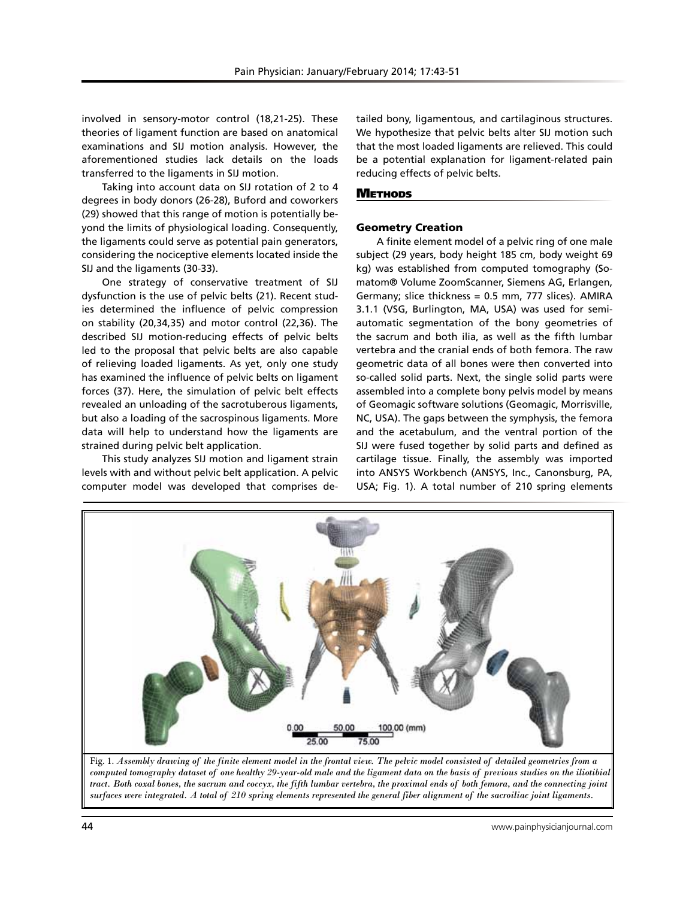involved in sensory-motor control (18,21-25). These theories of ligament function are based on anatomical examinations and SIJ motion analysis. However, the aforementioned studies lack details on the loads transferred to the ligaments in SIJ motion.

Taking into account data on SIJ rotation of 2 to 4 degrees in body donors (26-28), Buford and coworkers (29) showed that this range of motion is potentially beyond the limits of physiological loading. Consequently, the ligaments could serve as potential pain generators, considering the nociceptive elements located inside the SIJ and the ligaments (30-33).

One strategy of conservative treatment of SIJ dysfunction is the use of pelvic belts (21). Recent studies determined the influence of pelvic compression on stability (20,34,35) and motor control (22,36). The described SIJ motion-reducing effects of pelvic belts led to the proposal that pelvic belts are also capable of relieving loaded ligaments. As yet, only one study has examined the influence of pelvic belts on ligament forces (37). Here, the simulation of pelvic belt effects revealed an unloading of the sacrotuberous ligaments, but also a loading of the sacrospinous ligaments. More data will help to understand how the ligaments are strained during pelvic belt application.

This study analyzes SIJ motion and ligament strain levels with and without pelvic belt application. A pelvic computer model was developed that comprises detailed bony, ligamentous, and cartilaginous structures. We hypothesize that pelvic belts alter SIJ motion such that the most loaded ligaments are relieved. This could be a potential explanation for ligament-related pain reducing effects of pelvic belts.

## Methods

### Geometry Creation

A finite element model of a pelvic ring of one male subject (29 years, body height 185 cm, body weight 69 kg) was established from computed tomography (Somatom® Volume ZoomScanner, Siemens AG, Erlangen, Germany; slice thickness = 0.5 mm, 777 slices). AMIRA 3.1.1 (VSG, Burlington, MA, USA) was used for semi-automatic segmentation of the bony geometries of the sacrum and both ilia, as well as the fifth lumbar vertebra and the cranial ends of both femora. The raw geometric data of all bones were then converted into so-called solid parts. Next, the single solid parts were assembled into a complete bony pelvis model by means of Geomagic software solutions (Geomagic, Morrisville, NC, USA). The gaps between the symphysis, the femora and the acetabulum, and the ventral portion of the SIJ were fused together by solid parts and defined as cartilage tissue. Finally, the assembly was imported into ANSYS Workbench (ANSYS, Inc., Canonsburg, PA, USA; Fig. 1). A total number of 210 spring elements

0.00 50.00 100.00 (mm)
25.00 75.00

Fig. 1. *Assembly drawing of the finite element model in the frontal view. The pelvic model consisted of detailed geometries from a computed tomography dataset of one healthy 29-year-old male and the ligament data on the basis of previous studies on the iliotibial tract. Both coxal bones, the sacrum and coccyx, the fifth lumbar vertebra, the proximal ends of both femora, and the connecting joint surfaces were integrated. A total of 210 spring elements represented the general fiber alignment of the sacroiliac joint ligaments.*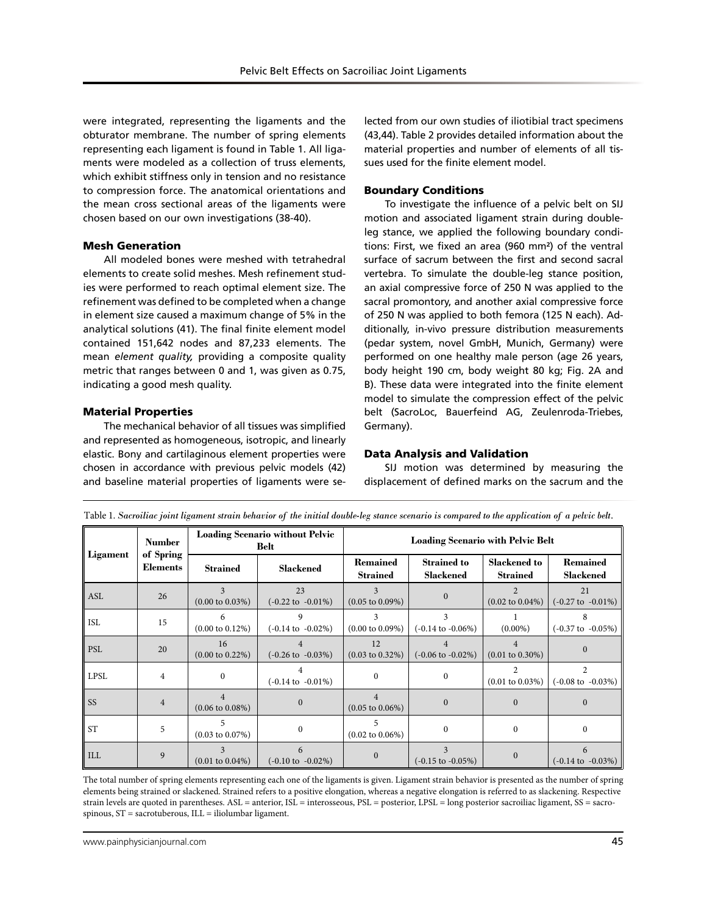were integrated, representing the ligaments and the obturator membrane. The number of spring elements representing each ligament is found in Table 1. All ligaments were modeled as a collection of truss elements, which exhibit stiffness only in tension and no resistance to compression force. The anatomical orientations and the mean cross sectional areas of the ligaments were chosen based on our own investigations (38-40).

### Mesh Generation

All modeled bones were meshed with tetrahedral elements to create solid meshes. Mesh refinement studies were performed to reach optimal element size. The refinement was defined to be completed when a change in element size caused a maximum change of 5% in the analytical solutions (41). The final finite element model contained 151,642 nodes and 87,233 elements. The mean *element quality,* providing a composite quality metric that ranges between 0 and 1, was given as 0.75, indicating a good mesh quality.

### Material Properties

The mechanical behavior of all tissues was simplified and represented as homogeneous, isotropic, and linearly elastic. Bony and cartilaginous element properties were chosen in accordance with previous pelvic models (42) and baseline material properties of ligaments were selected from our own studies of iliotibial tract specimens (43,44). Table 2 provides detailed information about the material properties and number of elements of all tissues used for the finite element model.

### Boundary Conditions

To investigate the influence of a pelvic belt on SIJ motion and associated ligament strain during double-leg stance, we applied the following boundary conditions: First, we fixed an area (960 mm²) of the ventral surface of sacrum between the first and second sacral vertebra. To simulate the double-leg stance position, an axial compressive force of 250 N was applied to the sacral promontory, and another axial compressive force of 250 N was applied to both femora (125 N each). Additionally, in-vivo pressure distribution measurements (pedar system, novel GmbH, Munich, Germany) were performed on one healthy male person (age 26 years, body height 190 cm, body weight 80 kg; Fig. 2A and B). These data were integrated into the finite element model to simulate the compression effect of the pelvic belt (SacroLoc, Bauerfeind AG, Zeulenroda-Triebes, Germany).

### Data Analysis and Validation

SIJ motion was determined by measuring the displacement of defined marks on the sacrum and the

Table 1. *Sacroiliac joint ligament strain behavior of the initial double-leg stance scenario is compared to the application of a pelvic belt.*

| Ligament | Number of Spring Elements | Loading Scenario without Pelvic Belt | | Loading Scenario with Pelvic Belt | | | |
|---|---|---|---|---|---|---|---|
| | | Strained | Slackened | Remained Strained | Strained to Slackened | Slackened to Strained | Remained Slackened |
| ASL | 26 | 3 (0.00 to 0.03%) | 23 (-0.22 to -0.01%) | 3 (0.05 to 0.09%) | 0 | 2 (0.02 to 0.04%) | 21 (-0.27 to -0.01%) |
| ISL | 15 | 6 (0.00 to 0.12%) | 9 (-0.14 to -0.02%) | 3 (0.00 to 0.09%) | 3 (-0.14 to -0.06%) | 1 (0.00%) | 8 (-0.37 to -0.05%) |
| PSL | 20 | 16 (0.00 to 0.22%) | 4 (-0.26 to -0.03%) | 12 (0.03 to 0.32%) | 4 (-0.06 to -0.02%) | 4 (0.01 to 0.30%) | 0 |
| LPSL | 4 | 0 | 4 (-0.14 to -0.01%) | 0 | 0 | 2 (0.01 to 0.03%) | 2 (-0.08 to -0.03%) |
| SS | 4 | 4 (0.06 to 0.08%) | 0 | 4 (0.05 to 0.06%) | 0 | 0 | 0 |
| ST | 5 | 5 (0.03 to 0.07%) | 0 | 5 (0.02 to 0.06%) | 0 | 0 | 0 |
| ILL | 9 | 3 (0.01 to 0.04%) | 6 (-0.10 to -0.02%) | 0 | 3 (-0.15 to -0.05%) | 0 | 6 (-0.14 to -0.03%) |

The total number of spring elements representing each one of the ligaments is given. Ligament strain behavior is presented as the number of spring elements being strained or slackened. Strained refers to a positive elongation, whereas a negative elongation is referred to as slackening. Respective strain levels are quoted in parentheses. ASL = anterior, ISL = interosseous, PSL = posterior, LPSL = long posterior sacroiliac ligament, SS = sacrospinous, ST = sacrotuberous, ILL = iliolumbar ligament.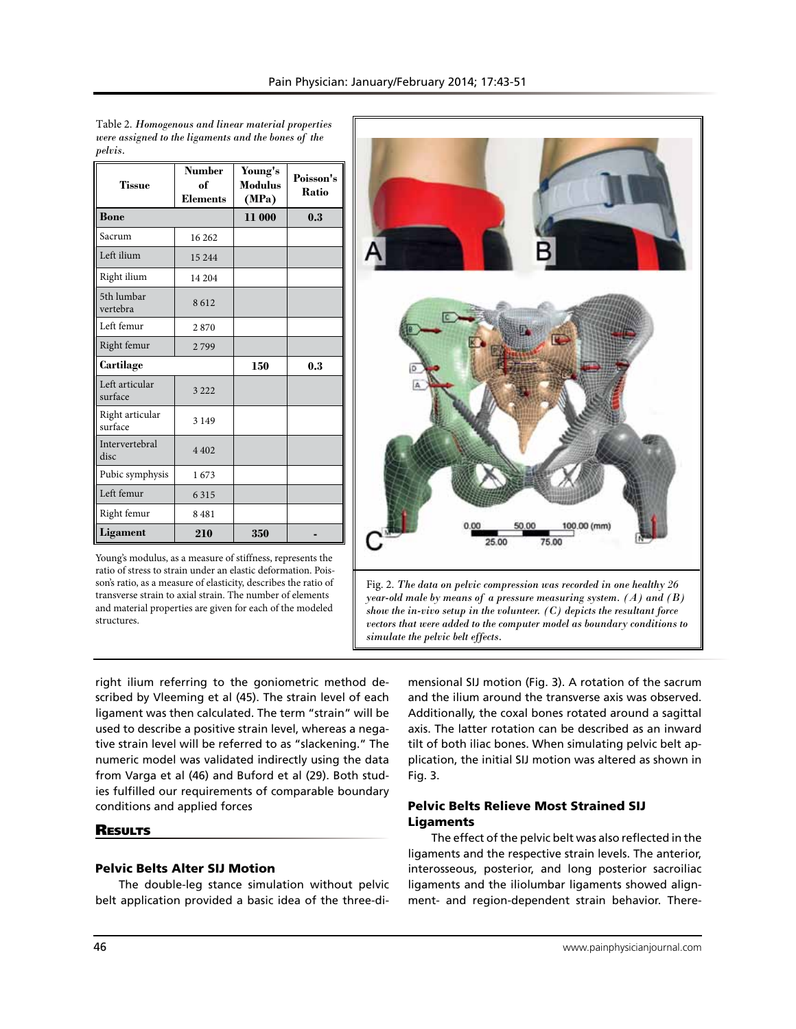Table 2. *Homogenous and linear material properties were assigned to the ligaments and the bones of the pelvis.*

| Tissue | Number of Elements | Young's Modulus (MPa) | Poisson's Ratio |
|---|---|---|---|
| **Bone** | | **11 000** | **0.3** |
| Sacrum | 16 262 | | |
| Left ilium | 15 244 | | |
| Right ilium | 14 204 | | |
| 5th lumbar vertebra | 8 612 | | |
| Left femur | 2 870 | | |
| Right femur | 2 799 | | |
| **Cartilage** | | **150** | **0.3** |
| Left articular surface | 3 222 | | |
| Right articular surface | 3 149 | | |
| Intervertebral disc | 4 402 | | |
| Pubic symphysis | 1 673 | | |
| Left femur | 6 315 | | |
| Right femur | 8 481 | | |
| **Ligament** | **210** | **350** | **-** |

Young's modulus, as a measure of stiffness, represents the ratio of stress to strain under an elastic deformation. Poisson's ratio, as a measure of elasticity, describes the ratio of transverse strain to axial strain. The number of elements and material properties are given for each of the modeled structures.

A B

C

0.00 50.00 100.00 (mm)
25.00 75.00

Fig. 2. *The data on pelvic compression was recorded in one healthy 26 year-old male by means of a pressure measuring system. (A) and (B) show the in-vivo setup in the volunteer. (C) depicts the resultant force vectors that were added to the computer model as boundary conditions to simulate the pelvic belt effects.*

right ilium referring to the goniometric method described by Vleeming et al (45). The strain level of each ligament was then calculated. The term "strain" will be used to describe a positive strain level, whereas a negative strain level will be referred to as "slackening." The numeric model was validated indirectly using the data from Varga et al (46) and Buford et al (29). Both studies fulfilled our requirements of comparable boundary conditions and applied forces

## Results

### Pelvic Belts Alter SIJ Motion

The double-leg stance simulation without pelvic belt application provided a basic idea of the three-dimensional SIJ motion (Fig. 3). A rotation of the sacrum and the ilium around the transverse axis was observed. Additionally, the coxal bones rotated around a sagittal axis. The latter rotation can be described as an inward tilt of both iliac bones. When simulating pelvic belt application, the initial SIJ motion was altered as shown in Fig. 3.

### Pelvic Belts Relieve Most Strained SIJ Ligaments

The effect of the pelvic belt was also reflected in the ligaments and the respective strain levels. The anterior, interosseous, posterior, and long posterior sacroiliac ligaments and the iliolumbar ligaments showed alignment- and region-dependent strain behavior. There-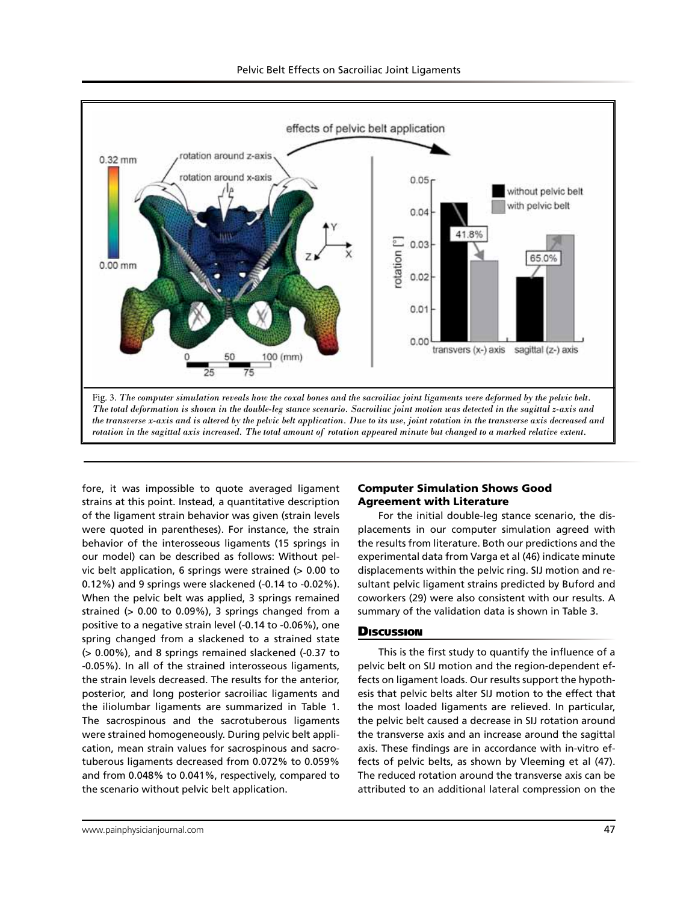effects of pelvic belt application

0.32 mm

0.00 mm

rotation around z-axis

rotation around x-axis

0 50 100 (mm)

25 75

without pelvic belt

with pelvic belt

rotation [°]

0.05

0.04

0.03

0.02

0.01

0.00

41.8%

65.0%

transvers (x-) axis

sagittal (z-) axis

Fig. 3. *The computer simulation reveals how the coxal bones and the sacroiliac joint ligaments were deformed by the pelvic belt. The total deformation is shown in the double-leg stance scenario. Sacroiliac joint motion was detected in the sagittal z-axis and the transverse x-axis and is altered by the pelvic belt application. Due to its use, joint rotation in the transverse axis decreased and rotation in the sagittal axis increased. The total amount of rotation appeared minute but changed to a marked relative extent.*

fore, it was impossible to quote averaged ligament strains at this point. Instead, a quantitative description of the ligament strain behavior was given (strain levels were quoted in parentheses). For instance, the strain behavior of the interosseous ligaments (15 springs in our model) can be described as follows: Without pelvic belt application, 6 springs were strained (> 0.00 to 0.12%) and 9 springs were slackened (-0.14 to -0.02%). When the pelvic belt was applied, 3 springs remained strained (> 0.00 to 0.09%), 3 springs changed from a positive to a negative strain level (-0.14 to -0.06%), one spring changed from a slackened to a strained state (> 0.00%), and 8 springs remained slackened (-0.37 to -0.05%). In all of the strained interosseous ligaments, the strain levels decreased. The results for the anterior, posterior, and long posterior sacroiliac ligaments and the iliolumbar ligaments are summarized in Table 1. The sacrospinous and the sacrotuberous ligaments were strained homogeneously. During pelvic belt application, mean strain values for sacrospinous and sacrotuberous ligaments decreased from 0.072% to 0.059% and from 0.048% to 0.041%, respectively, compared to the scenario without pelvic belt application.

### Computer Simulation Shows Good Agreement with Literature

For the initial double-leg stance scenario, the displacements in our computer simulation agreed with the results from literature. Both our predictions and the experimental data from Varga et al (46) indicate minute displacements within the pelvic ring. SIJ motion and resultant pelvic ligament strains predicted by Buford and coworkers (29) were also consistent with our results. A summary of the validation data is shown in Table 3.

## Discussion

This is the first study to quantify the influence of a pelvic belt on SIJ motion and the region-dependent effects on ligament loads. Our results support the hypothesis that pelvic belts alter SIJ motion to the effect that the most loaded ligaments are relieved. In particular, the pelvic belt caused a decrease in SIJ rotation around the transverse axis and an increase around the sagittal axis. These findings are in accordance with in-vitro effects of pelvic belts, as shown by Vleeming et al (47). The reduced rotation around the transverse axis can be attributed to an additional lateral compression on the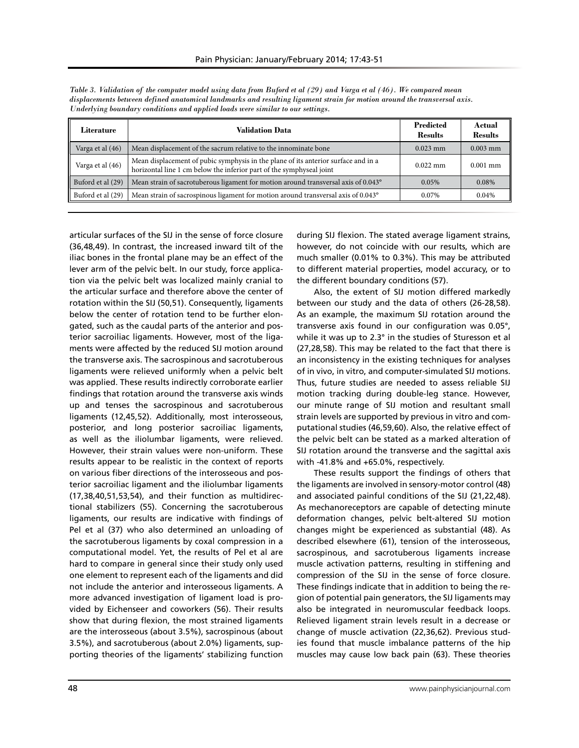*Table 3. Validation of the computer model using data from Buford et al (29) and Varga et al (46). We compared mean displacements between defined anatomical landmarks and resulting ligament strain for motion around the transversal axis. Underlying boundary conditions and applied loads were similar to our settings.*

| Literature | Validation Data | Predicted Results | Actual Results |
|---|---|---|---|
| Varga et al (46) | Mean displacement of the sacrum relative to the innominate bone | 0.023 mm | 0.003 mm |
| Varga et al (46) | Mean displacement of pubic symphysis in the plane of its anterior surface and in a horizontal line 1 cm below the inferior part of the symphyseal joint | 0.022 mm | 0.001 mm |
| Buford et al (29) | Mean strain of sacrotuberous ligament for motion around transversal axis of 0.043° | 0.05% | 0.08% |
| Buford et al (29) | Mean strain of sacrospinous ligament for motion around transversal axis of 0.043° | 0.07% | 0.04% |

articular surfaces of the SIJ in the sense of force closure (36,48,49). In contrast, the increased inward tilt of the iliac bones in the frontal plane may be an effect of the lever arm of the pelvic belt. In our study, force application via the pelvic belt was localized mainly cranial to the articular surface and therefore above the center of rotation within the SIJ (50,51). Consequently, ligaments below the center of rotation tend to be further elongated, such as the caudal parts of the anterior and posterior sacroiliac ligaments. However, most of the ligaments were affected by the reduced SIJ motion around the transverse axis. The sacrospinous and sacrotuberous ligaments were relieved uniformly when a pelvic belt was applied. These results indirectly corroborate earlier findings that rotation around the transverse axis winds up and tenses the sacrospinous and sacrotuberous ligaments (12,45,52). Additionally, most interosseous, posterior, and long posterior sacroiliac ligaments, as well as the iliolumbar ligaments, were relieved. However, their strain values were non-uniform. These results appear to be realistic in the context of reports on various fiber directions of the interosseous and posterior sacroiliac ligament and the iliolumbar ligaments (17,38,40,51,53,54), and their function as multidirectional stabilizers (55). Concerning the sacrotuberous ligaments, our results are indicative with findings of Pel et al (37) who also determined an unloading of the sacrotuberous ligaments by coxal compression in a computational model. Yet, the results of Pel et al are hard to compare in general since their study only used one element to represent each of the ligaments and did not include the anterior and interosseous ligaments. A more advanced investigation of ligament load is provided by Eichenseer and coworkers (56). Their results show that during flexion, the most strained ligaments are the interosseous (about 3.5%), sacrospinous (about 3.5%), and sacrotuberous (about 2.0%) ligaments, supporting theories of the ligaments' stabilizing function during SIJ flexion. The stated average ligament strains, however, do not coincide with our results, which are much smaller (0.01% to 0.3%). This may be attributed to different material properties, model accuracy, or to the different boundary conditions (57).

Also, the extent of SIJ motion differed markedly between our study and the data of others (26-28,58). As an example, the maximum SIJ rotation around the transverse axis found in our configuration was 0.05°, while it was up to 2.3° in the studies of Sturesson et al (27,28,58). This may be related to the fact that there is an inconsistency in the existing techniques for analyses of in vivo, in vitro, and computer-simulated SIJ motions. Thus, future studies are needed to assess reliable SIJ motion tracking during double-leg stance. However, our minute range of SIJ motion and resultant small strain levels are supported by previous in vitro and computational studies (46,59,60). Also, the relative effect of the pelvic belt can be stated as a marked alteration of SIJ rotation around the transverse and the sagittal axis with -41.8% and +65.0%, respectively.

These results support the findings of others that the ligaments are involved in sensory-motor control (48) and associated painful conditions of the SIJ (21,22,48). As mechanoreceptors are capable of detecting minute deformation changes, pelvic belt-altered SIJ motion changes might be experienced as substantial (48). As described elsewhere (61), tension of the interosseous, sacrospinous, and sacrotuberous ligaments increase muscle activation patterns, resulting in stiffening and compression of the SIJ in the sense of force closure. These findings indicate that in addition to being the region of potential pain generators, the SIJ ligaments may also be integrated in neuromuscular feedback loops. Relieved ligament strain levels result in a decrease or change of muscle activation (22,36,62). Previous studies found that muscle imbalance patterns of the hip muscles may cause low back pain (63). These theories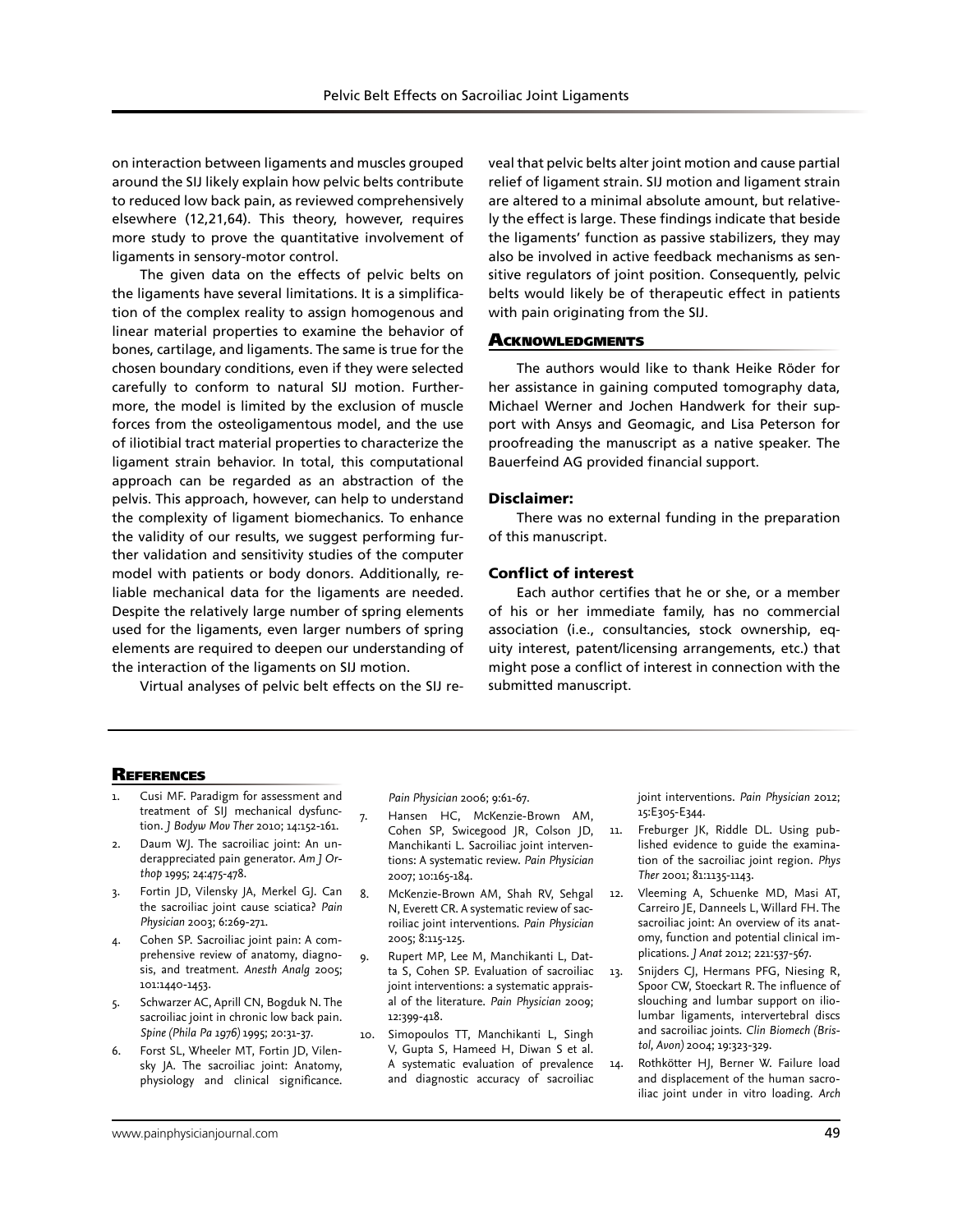on interaction between ligaments and muscles grouped around the SIJ likely explain how pelvic belts contribute to reduced low back pain, as reviewed comprehensively elsewhere (12,21,64). This theory, however, requires more study to prove the quantitative involvement of ligaments in sensory-motor control.

The given data on the effects of pelvic belts on the ligaments have several limitations. It is a simplification of the complex reality to assign homogenous and linear material properties to examine the behavior of bones, cartilage, and ligaments. The same is true for the chosen boundary conditions, even if they were selected carefully to conform to natural SIJ motion. Furthermore, the model is limited by the exclusion of muscle forces from the osteoligamentous model, and the use of iliotibial tract material properties to characterize the ligament strain behavior. In total, this computational approach can be regarded as an abstraction of the pelvis. This approach, however, can help to understand the complexity of ligament biomechanics. To enhance the validity of our results, we suggest performing further validation and sensitivity studies of the computer model with patients or body donors. Additionally, reliable mechanical data for the ligaments are needed. Despite the relatively large number of spring elements used for the ligaments, even larger numbers of spring elements are required to deepen our understanding of the interaction of the ligaments on SIJ motion.

Virtual analyses of pelvic belt effects on the SIJ reveal that pelvic belts alter joint motion and cause partial relief of ligament strain. SIJ motion and ligament strain are altered to a minimal absolute amount, but relatively the effect is large. These findings indicate that beside the ligaments' function as passive stabilizers, they may also be involved in active feedback mechanisms as sensitive regulators of joint position. Consequently, pelvic belts would likely be of therapeutic effect in patients with pain originating from the SIJ.

## Acknowledgments

The authors would like to thank Heike Röder for her assistance in gaining computed tomography data, Michael Werner and Jochen Handwerk for their support with Ansys and Geomagic, and Lisa Peterson for proofreading the manuscript as a native speaker. The Bauerfeind AG provided financial support.

### Disclaimer:

There was no external funding in the preparation of this manuscript.

### Conflict of interest

Each author certifies that he or she, or a member of his or her immediate family, has no commercial association (i.e., consultancies, stock ownership, equity interest, patent/licensing arrangements, etc.) that might pose a conflict of interest in connection with the submitted manuscript.

## References

1. Cusi MF. Paradigm for assessment and treatment of SIJ mechanical dysfunction. *J Bodyw Mov Ther* 2010; 14:152-161.
2. Daum WJ. The sacroiliac joint: An underappreciated pain generator. *Am J Orthop* 1995; 24:475-478.
3. Fortin JD, Vilensky JA, Merkel GJ. Can the sacroiliac joint cause sciatica? *Pain Physician* 2003; 6:269-271.
4. Cohen SP. Sacroiliac joint pain: A comprehensive review of anatomy, diagnosis, and treatment. *Anesth Analg* 2005; 101:1440-1453.
5. Schwarzer AC, Aprill CN, Bogduk N. The sacroiliac joint in chronic low back pain. *Spine (Phila Pa 1976)* 1995; 20:31-37.
6. Forst SL, Wheeler MT, Fortin JD, Vilensky JA. The sacroiliac joint: Anatomy, physiology and clinical significance. *Pain Physician* 2006; 9:61-67.
7. Hansen HC, McKenzie-Brown AM, Cohen SP, Swicegood JR, Colson JD, Manchikanti L. Sacroiliac joint interventions: A systematic review. *Pain Physician* 2007; 10:165-184.
8. McKenzie-Brown AM, Shah RV, Sehgal N, Everett CR. A systematic review of sacroiliac joint interventions. *Pain Physician* 2005; 8:115-125.
9. Rupert MP, Lee M, Manchikanti L, Datta S, Cohen SP. Evaluation of sacroiliac joint interventions: a systematic appraisal of the literature. *Pain Physician* 2009; 12:399-418.
10. Simopoulos TT, Manchikanti L, Singh V, Gupta S, Hameed H, Diwan S et al. A systematic evaluation of prevalence and diagnostic accuracy of sacroiliac joint interventions. *Pain Physician* 2012; 15:E305-E344.
11. Freburger JK, Riddle DL. Using published evidence to guide the examination of the sacroiliac joint region. *Phys Ther* 2001; 81:1135-1143.
12. Vleeming A, Schuenke MD, Masi AT, Carreiro JE, Danneels L, Willard FH. The sacroiliac joint: An overview of its anatomy, function and potential clinical implications. *J Anat* 2012; 221:537-567.
13. Snijders CJ, Hermans PFG, Niesing R, Spoor CW, Stoeckart R. The influence of slouching and lumbar support on iliolumbar ligaments, intervertebral discs and sacroiliac joints. *Clin Biomech (Bristol, Avon)* 2004; 19:323-329.
14. Rothkötter HJ, Berner W. Failure load and displacement of the human sacroiliac joint under in vitro loading. *Arch*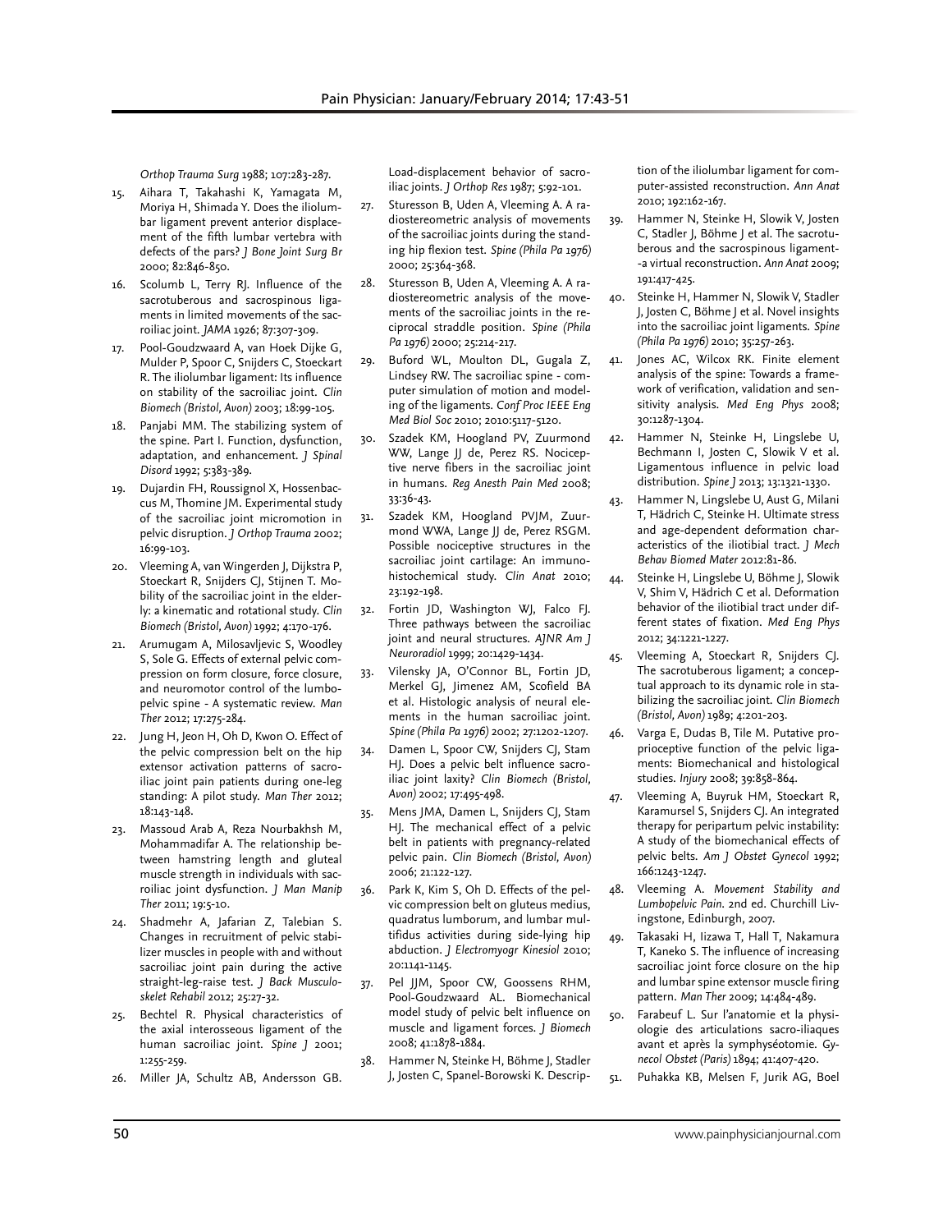*Orthop Trauma Surg* 1988; 107:283-287.

15. Aihara T, Takahashi K, Yamagata M, Moriya H, Shimada Y. Does the iliolumbar ligament prevent anterior displacement of the fifth lumbar vertebra with defects of the pars? *J Bone Joint Surg Br* 2000; 82:846-850.
16. Scolumb L, Terry RJ. Influence of the sacrotuberous and sacrospinous ligaments in limited movements of the sacroiliac joint. *JAMA* 1926; 87:307-309.
17. Pool-Goudzwaard A, van Hoek Dijke G, Mulder P, Spoor C, Snijders C, Stoeckart R. The iliolumbar ligament: Its influence on stability of the sacroiliac joint. *Clin Biomech (Bristol, Avon)* 2003; 18:99-105.
18. Panjabi MM. The stabilizing system of the spine. Part I. Function, dysfunction, adaptation, and enhancement. *J Spinal Disord* 1992; 5:383-389.
19. Dujardin FH, Roussignol X, Hossenbaccus M, Thomine JM. Experimental study of the sacroiliac joint micromotion in pelvic disruption. *J Orthop Trauma* 2002; 16:99-103.
20. Vleeming A, van Wingerden J, Dijkstra P, Stoeckart R, Snijders CJ, Stijnen T. Mobility of the sacroiliac joint in the elderly: a kinematic and rotational study. *Clin Biomech (Bristol, Avon)* 1992; 4:170-176.
21. Arumugam A, Milosavljevic S, Woodley S, Sole G. Effects of external pelvic compression on form closure, force closure, and neuromotor control of the lumbopelvic spine - A systematic review. *Man Ther* 2012; 17:275-284.
22. Jung H, Jeon H, Oh D, Kwon O. Effect of the pelvic compression belt on the hip extensor activation patterns of sacroiliac joint pain patients during one-leg standing: A pilot study. *Man Ther* 2012; 18:143-148.
23. Massoud Arab A, Reza Nourbakhsh M, Mohammadifar A. The relationship between hamstring length and gluteal muscle strength in individuals with sacroiliac joint dysfunction. *J Man Manip Ther* 2011; 19:5-10.
24. Shadmehr A, Jafarian Z, Talebian S. Changes in recruitment of pelvic stabilizer muscles in people with and without sacroiliac joint pain during the active straight-leg-raise test. *J Back Musculoskelet Rehabil* 2012; 25:27-32.
25. Bechtel R. Physical characteristics of the axial interosseous ligament of the human sacroiliac joint. *Spine J* 2001; 1:255-259.
26. Miller JA, Schultz AB, Andersson GB. Load-displacement behavior of sacroiliac joints. *J Orthop Res* 1987; 5:92-101.
27. Sturesson B, Uden A, Vleeming A. A radiostereometric analysis of movements of the sacroiliac joints during the standing hip flexion test. *Spine (Phila Pa 1976)* 2000; 25:364-368.
28. Sturesson B, Uden A, Vleeming A. A radiostereometric analysis of the movements of the sacroiliac joints in the reciprocal straddle position. *Spine (Phila Pa 1976)* 2000; 25:214-217.
29. Buford WL, Moulton DL, Gugala Z, Lindsey RW. The sacroiliac spine - computer simulation of motion and modeling of the ligaments. *Conf Proc IEEE Eng Med Biol Soc* 2010; 2010:5117-5120.
30. Szadek KM, Hoogland PV, Zuurmond WW, Lange JJ de, Perez RS. Nociceptive nerve fibers in the sacroiliac joint in humans. *Reg Anesth Pain Med* 2008; 33:36-43.
31. Szadek KM, Hoogland PVJM, Zuurmond WWA, Lange JJ de, Perez RSGM. Possible nociceptive structures in the sacroiliac joint cartilage: An immunohistochemical study. *Clin Anat* 2010; 23:192-198.
32. Fortin JD, Washington WJ, Falco FJ. Three pathways between the sacroiliac joint and neural structures. *AJNR Am J Neuroradiol* 1999; 20:1429-1434.
33. Vilensky JA, O'Connor BL, Fortin JD, Merkel GJ, Jimenez AM, Scofield BA et al. Histologic analysis of neural elements in the human sacroiliac joint. *Spine (Phila Pa 1976)* 2002; 27:1202-1207.
34. Damen L, Spoor CW, Snijders CJ, Stam HJ. Does a pelvic belt influence sacroiliac joint laxity? *Clin Biomech (Bristol, Avon)* 2002; 17:495-498.
35. Mens JMA, Damen L, Snijders CJ, Stam HJ. The mechanical effect of a pelvic belt in patients with pregnancy-related pelvic pain. *Clin Biomech (Bristol, Avon)* 2006; 21:122-127.
36. Park K, Kim S, Oh D. Effects of the pelvic compression belt on gluteus medius, quadratus lumborum, and lumbar multifidus activities during side-lying hip abduction. *J Electromyogr Kinesiol* 2010; 20:1141-1145.
37. Pel JJM, Spoor CW, Goossens RHM, Pool-Goudzwaard AL. Biomechanical model study of pelvic belt influence on muscle and ligament forces. *J Biomech* 2008; 41:1878-1884.
38. Hammer N, Steinke H, Böhme J, Stadler J, Josten C, Spanel-Borowski K. Description of the iliolumbar ligament for computer-assisted reconstruction. *Ann Anat* 2010; 192:162-167.
39. Hammer N, Steinke H, Slowik V, Josten C, Stadler J, Böhme J et al. The sacrotuberous and the sacrospinous ligament--a virtual reconstruction. *Ann Anat* 2009; 191:417-425.
40. Steinke H, Hammer N, Slowik V, Stadler J, Josten C, Böhme J et al. Novel insights into the sacroiliac joint ligaments. *Spine (Phila Pa 1976)* 2010; 35:257-263.
41. Jones AC, Wilcox RK. Finite element analysis of the spine: Towards a framework of verification, validation and sensitivity analysis. *Med Eng Phys* 2008; 30:1287-1304.
42. Hammer N, Steinke H, Lingslebe U, Bechmann I, Josten C, Slowik V et al. Ligamentous influence in pelvic load distribution. *Spine J* 2013; 13:1321-1330.
43. Hammer N, Lingslebe U, Aust G, Milani T, Hädrich C, Steinke H. Ultimate stress and age-dependent deformation characteristics of the iliotibial tract. *J Mech Behav Biomed Mater* 2012:81-86.
44. Steinke H, Lingslebe U, Böhme J, Slowik V, Shim V, Hädrich C et al. Deformation behavior of the iliotibial tract under different states of fixation. *Med Eng Phys* 2012; 34:1221-1227.
45. Vleeming A, Stoeckart R, Snijders CJ. The sacrotuberous ligament; a conceptual approach to its dynamic role in stabilizing the sacroiliac joint. *Clin Biomech (Bristol, Avon)* 1989; 4:201-203.
46. Varga E, Dudas B, Tile M. Putative proprioceptive function of the pelvic ligaments: Biomechanical and histological studies. *Injury* 2008; 39:858-864.
47. Vleeming A, Buyruk HM, Stoeckart R, Karamursel S, Snijders CJ. An integrated therapy for peripartum pelvic instability: A study of the biomechanical effects of pelvic belts. *Am J Obstet Gynecol* 1992; 166:1243-1247.
48. Vleeming A. *Movement Stability and Lumbopelvic Pain.* 2nd ed. Churchill Livingstone, Edinburgh, 2007.
49. Takasaki H, Iizawa T, Hall T, Nakamura T, Kaneko S. The influence of increasing sacroiliac joint force closure on the hip and lumbar spine extensor muscle firing pattern. *Man Ther* 2009; 14:484-489.
50. Farabeuf L. Sur l'anatomie et la physiologie des articulations sacro-iliaques avant et après la symphyséotomie. *Gynecol Obstet (Paris)* 1894; 41:407-420.
51. Puhakka KB, Melsen F, Jurik AG, Boel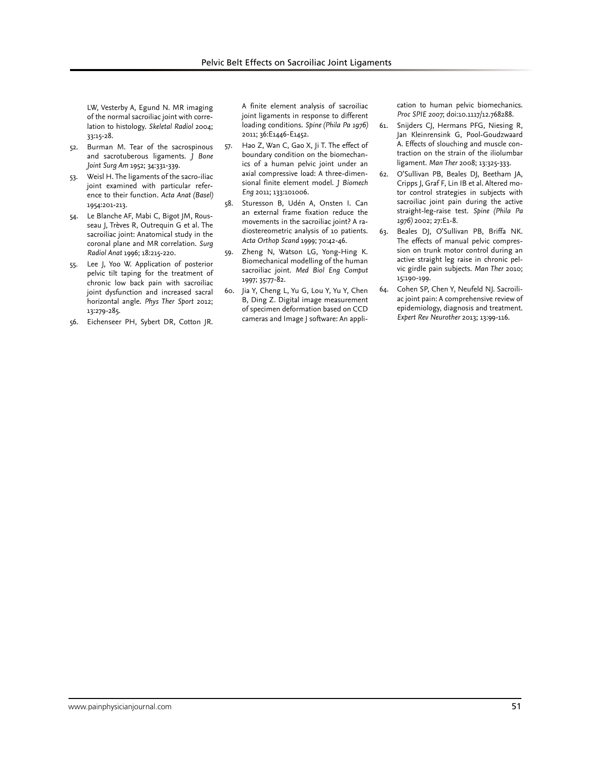LW, Vesterby A, Egund N. MR imaging of the normal sacroiliac joint with correlation to histology. *Skeletal Radiol* 2004; 33:15-28.

52. Burman M. Tear of the sacrospinous and sacrotuberous ligaments. *J Bone Joint Surg Am* 1952; 34:331-339.
53. Weisl H. The ligaments of the sacro-iliac joint examined with particular reference to their function. *Acta Anat (Basel)* 1954:201-213.
54. Le Blanche AF, Mabi C, Bigot JM, Rousseau J, Trèves R, Outrequin G et al. The sacroiliac joint: Anatomical study in the coronal plane and MR correlation. *Surg Radiol Anat* 1996; 18:215-220.
55. Lee J, Yoo W. Application of posterior pelvic tilt taping for the treatment of chronic low back pain with sacroiliac joint dysfunction and increased sacral horizontal angle. *Phys Ther Sport* 2012; 13:279-285.
56. Eichenseer PH, Sybert DR, Cotton JR. A finite element analysis of sacroiliac joint ligaments in response to different loading conditions. *Spine (Phila Pa 1976)* 2011; 36:E1446-E1452.
57. Hao Z, Wan C, Gao X, Ji T. The effect of boundary condition on the biomechanics of a human pelvic joint under an axial compressive load: A three-dimensional finite element model. *J Biomech Eng* 2011; 133:101006.
58. Sturesson B, Udén A, Onsten I. Can an external frame fixation reduce the movements in the sacroiliac joint? A radiostereometric analysis of 10 patients. *Acta Orthop Scand* 1999; 70:42-46.
59. Zheng N, Watson LG, Yong-Hing K. Biomechanical modelling of the human sacroiliac joint. *Med Biol Eng Comput* 1997; 35:77-82.
60. Jia Y, Cheng L, Yu G, Lou Y, Yu Y, Chen B, Ding Z. Digital image measurement of specimen deformation based on CCD cameras and Image J software: An application to human pelvic biomechanics. *Proc SPIE 2007*; doi:10.1117/12.768288.
61. Snijders CJ, Hermans PFG, Niesing R, Jan Kleinrensink G, Pool-Goudzwaard A. Effects of slouching and muscle contraction on the strain of the iliolumbar ligament. *Man Ther* 2008; 13:325-333.
62. O'Sullivan PB, Beales DJ, Beetham JA, Cripps J, Graf F, Lin IB et al. Altered motor control strategies in subjects with sacroiliac joint pain during the active straight-leg-raise test. *Spine (Phila Pa 1976)* 2002; 27:E1-8.
63. Beales DJ, O'Sullivan PB, Briffa NK. The effects of manual pelvic compression on trunk motor control during an active straight leg raise in chronic pelvic girdle pain subjects. *Man Ther* 2010; 15:190-199.
64. Cohen SP, Chen Y, Neufeld NJ. Sacroiliac joint pain: A comprehensive review of epidemiology, diagnosis and treatment. *Expert Rev Neurother* 2013; 13:99-116.